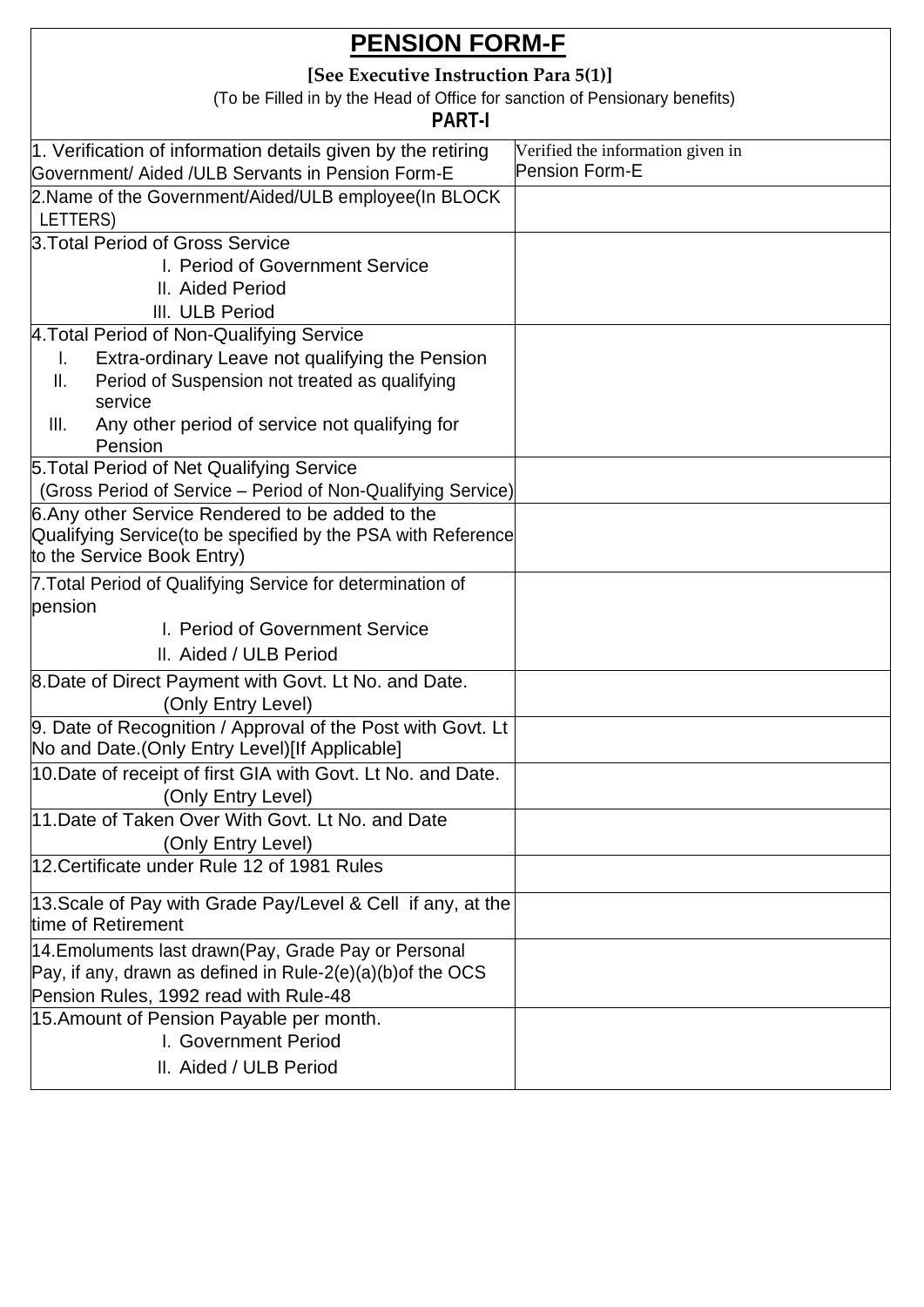# PENSION FORM-F

**[See Executive Instruction Para 5(1)]**

(To be Filled in by the Head of Office for sanction of Pensionary benefits)

## PART-I

| | |
|---|---|
| 1. Verification of information details given by the retiring Government/ Aided /ULB Servants in Pension Form-E | Verified the information given in Pension Form-E |
| 2.Name of the Government/Aided/ULB employee(In BLOCK LETTERS) | |
| 3.Total Period of Gross Service<br>I. Period of Government Service<br>II. Aided Period<br>III. ULB Period | |
| 4.Total Period of Non-Qualifying Service<br>I. Extra-ordinary Leave not qualifying the Pension<br>II. Period of Suspension not treated as qualifying service<br>III. Any other period of service not qualifying for Pension | |
| 5.Total Period of Net Qualifying Service<br>(Gross Period of Service – Period of Non-Qualifying Service) | |
| 6.Any other Service Rendered to be added to the Qualifying Service(to be specified by the PSA with Reference to the Service Book Entry) | |
| 7.Total Period of Qualifying Service for determination of pension<br>I. Period of Government Service<br>II. Aided / ULB Period | |
| 8.Date of Direct Payment with Govt. Lt No. and Date. (Only Entry Level) | |
| 9. Date of Recognition / Approval of the Post with Govt. Lt No and Date.(Only Entry Level)[If Applicable] | |
| 10.Date of receipt of first GIA with Govt. Lt No. and Date. (Only Entry Level) | |
| 11.Date of Taken Over With Govt. Lt No. and Date (Only Entry Level) | |
| 12.Certificate under Rule 12 of 1981 Rules | |
| 13.Scale of Pay with Grade Pay/Level & Cell if any, at the time of Retirement | |
| 14.Emoluments last drawn(Pay, Grade Pay or Personal Pay, if any, drawn as defined in Rule-2(e)(a)(b)of the OCS Pension Rules, 1992 read with Rule-48 | |
| 15.Amount of Pension Payable per month.<br>I. Government Period<br>II. Aided / ULB Period | |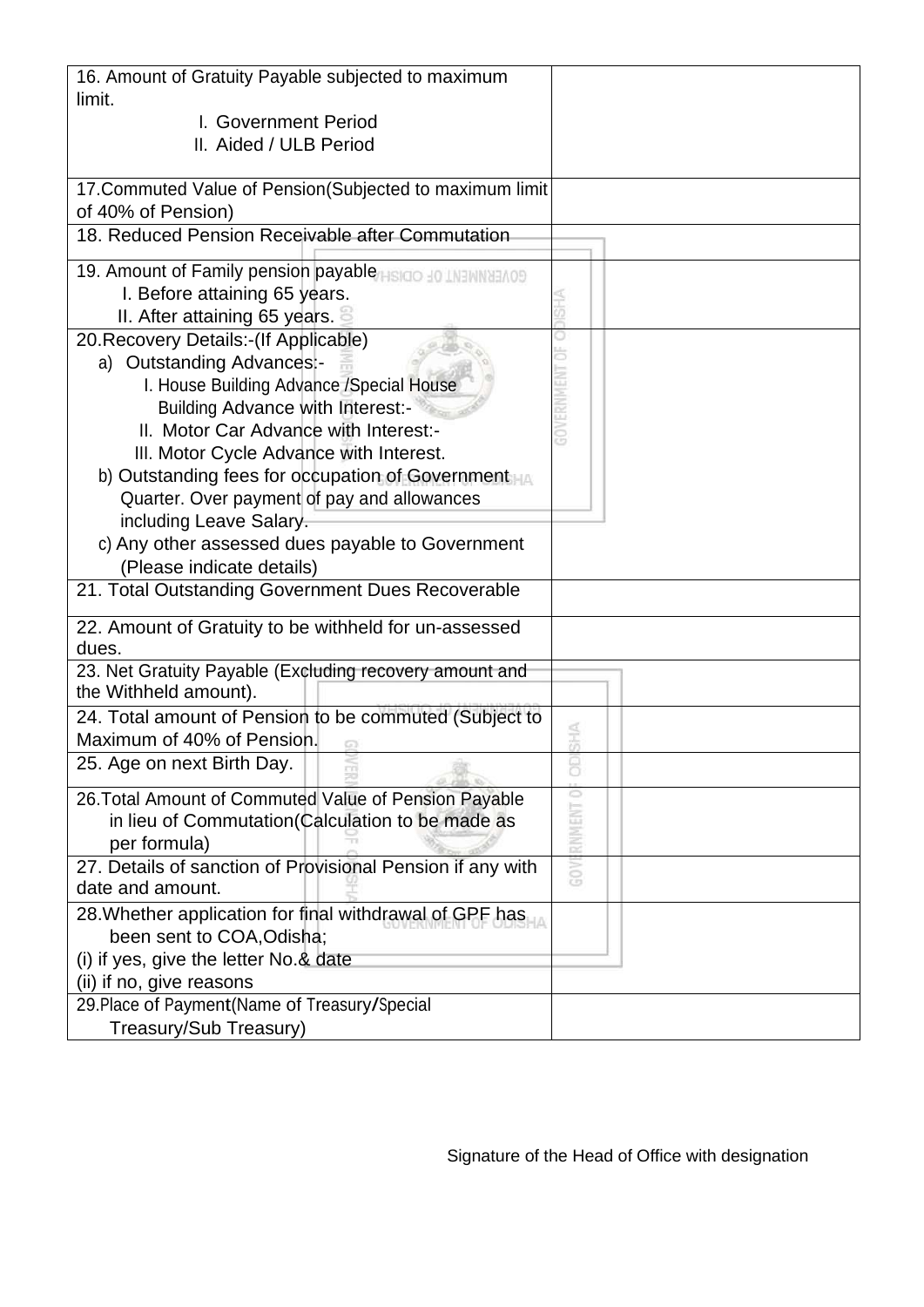| | |
|---|---|
| 16. Amount of Gratuity Payable subjected to maximum limit.<br>I. Government Period<br>II. Aided / ULB Period | |
| 17.Commuted Value of Pension(Subjected to maximum limit of 40% of Pension) | |
| 18. Reduced Pension Receivable after Commutation | |
| 19. Amount of Family pension payable<br>I. Before attaining 65 years.<br>II. After attaining 65 years. | |
| 20.Recovery Details:-(If Applicable)<br>a) Outstanding Advances:-<br>I. House Building Advance /Special House Building Advance with Interest:-<br>II. Motor Car Advance with Interest:-<br>III. Motor Cycle Advance with Interest.<br>b) Outstanding fees for occupation of Government Quarter. Over payment of pay and allowances including Leave Salary.<br>c) Any other assessed dues payable to Government (Please indicate details) | |
| 21. Total Outstanding Government Dues Recoverable | |
| 22. Amount of Gratuity to be withheld for un-assessed dues. | |
| 23. Net Gratuity Payable (Excluding recovery amount and the Withheld amount). | |
| 24. Total amount of Pension to be commuted (Subject to Maximum of 40% of Pension. | |
| 25. Age on next Birth Day. | |
| 26.Total Amount of Commuted Value of Pension Payable in lieu of Commutation(Calculation to be made as per formula) | |
| 27. Details of sanction of Provisional Pension if any with date and amount. | |
| 28.Whether application for final withdrawal of GPF has been sent to COA,Odisha;<br>(i) if yes, give the letter No.& date<br>(ii) if no, give reasons | |
| 29.Place of Payment(Name of Treasury/Special Treasury/Sub Treasury) | |

Signature of the Head of Office with designation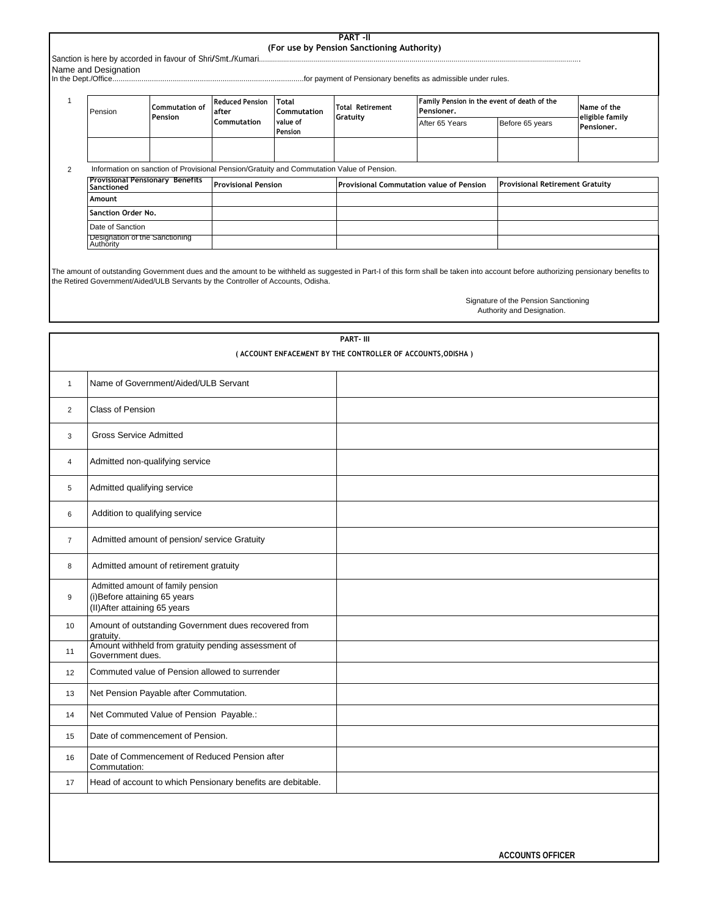## PART -II

**(For use by Pension Sanctioning Authority)**

Sanction is here by accorded in favour of Shri/Smt./Kumari.......................................................................................................................................................................
Name and Designation
In the Dept./Office..........................................................................................for payment of Pensionary benefits as admissible under rules.

1

| Pension | Commutation of Pension | Reduced Pension after Commutation | Total Commutation value of Pension | Total Retirement Gratuity | Family Pension in the event of death of the Pensioner. | | Name of the eligible family Pensioner. |
|---|---|---|---|---|---|---|---|
| | | | | | After 65 Years | Before 65 years | |
| | | | | | | | |

2 Information on sanction of Provisional Pension/Gratuity and Commutation Value of Pension.

| Provisional Pensionary Benefits Sanctioned | Provisional Pension | Provisional Commutation value of Pension | Provisional Retirement Gratuity |
|---|---|---|---|
| Amount | | | |
| Sanction Order No. | | | |
| Date of Sanction | | | |
| Designation of the Sanctioning Authority | | | |

The amount of outstanding Government dues and the amount to be withheld as suggested in Part-I of this form shall be taken into account before authorizing pensionary benefits to the Retired Government/Aided/ULB Servants by the Controller of Accounts, Odisha.

Signature of the Pension Sanctioning
Authority and Designation.

## PART- III

**( ACCOUNT ENFACEMENT BY THE CONTROLLER OF ACCOUNTS,ODISHA )**

| | | |
|---|---|---|
| 1 | Name of Government/Aided/ULB Servant | |
| 2 | Class of Pension | |
| 3 | Gross Service Admitted | |
| 4 | Admitted non-qualifying service | |
| 5 | Admitted qualifying service | |
| 6 | Addition to qualifying service | |
| 7 | Admitted amount of pension/ service Gratuity | |
| 8 | Admitted amount of retirement gratuity | |
| 9 | Admitted amount of family pension<br>(i)Before attaining 65 years<br>(II)After attaining 65 years | |
| 10 | Amount of outstanding Government dues recovered from gratuity. | |
| 11 | Amount withheld from gratuity pending assessment of Government dues. | |
| 12 | Commuted value of Pension allowed to surrender | |
| 13 | Net Pension Payable after Commutation. | |
| 14 | Net Commuted Value of Pension Payable.: | |
| 15 | Date of commencement of Pension. | |
| 16 | Date of Commencement of Reduced Pension after Commutation: | |
| 17 | Head of account to which Pensionary benefits are debitable. | |

**ACCOUNTS OFFICER**